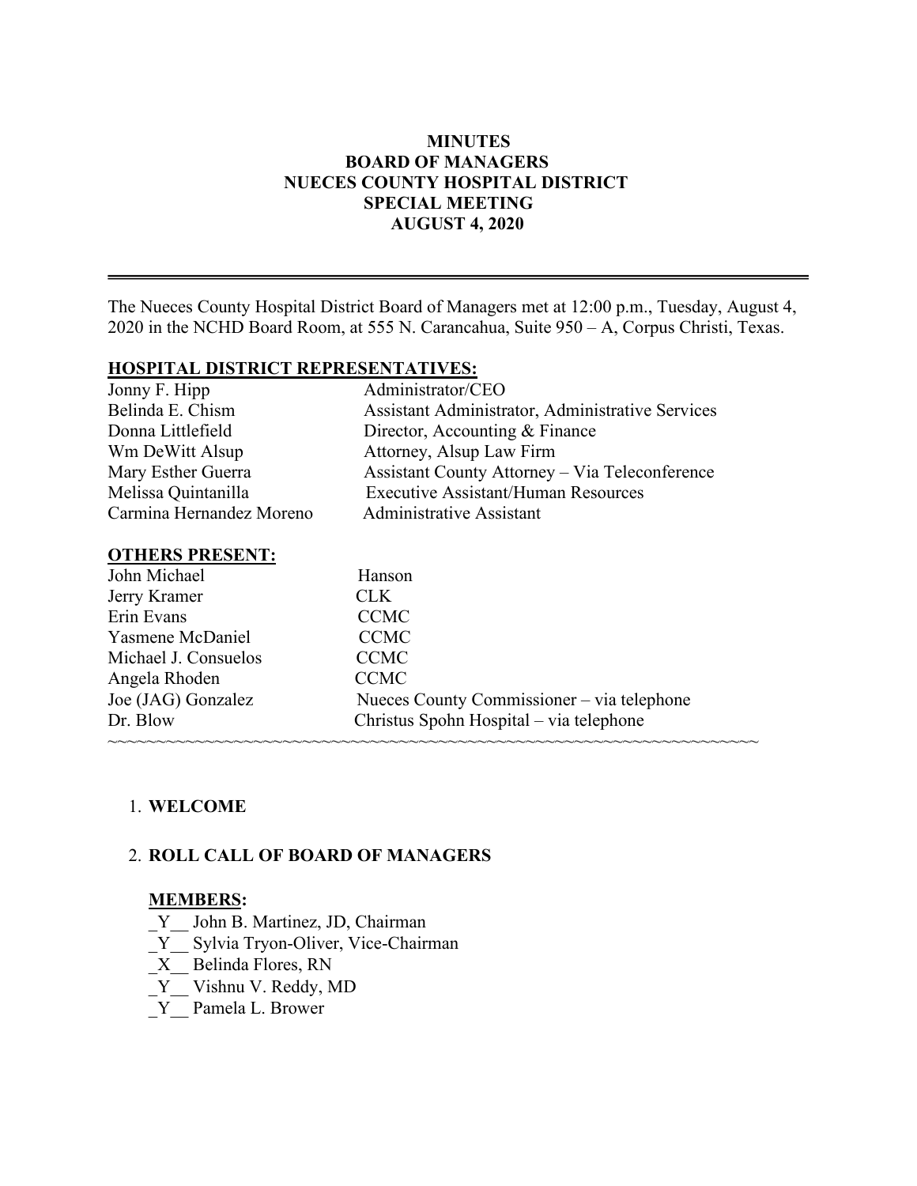# MINUTES
## BOARD OF MANAGERS
## NUECES COUNTY HOSPITAL DISTRICT
## SPECIAL MEETING
## AUGUST 4, 2020

---

The Nueces County Hospital District Board of Managers met at 12:00 p.m., Tuesday, August 4, 2020 in the NCHD Board Room, at 555 N. Carancahua, Suite 950 – A, Corpus Christi, Texas.

**HOSPITAL DISTRICT REPRESENTATIVES:**

| | |
|---|---|
| Jonny F. Hipp | Administrator/CEO |
| Belinda E. Chism | Assistant Administrator, Administrative Services |
| Donna Littlefield | Director, Accounting & Finance |
| Wm DeWitt Alsup | Attorney, Alsup Law Firm |
| Mary Esther Guerra | Assistant County Attorney – Via Teleconference |
| Melissa Quintanilla | Executive Assistant/Human Resources |
| Carmina Hernandez Moreno | Administrative Assistant |

**OTHERS PRESENT:**

| | |
|---|---|
| John Michael | Hanson |
| Jerry Kramer | CLK |
| Erin Evans | CCMC |
| Yasmene McDaniel | CCMC |
| Michael J. Consuelos | CCMC |
| Angela Rhoden | CCMC |
| Joe (JAG) Gonzalez | Nueces County Commissioner – via telephone |
| Dr. Blow | Christus Spohn Hospital – via telephone |

~~~~~~~~~~~~~~~~~~~~~~~~~~~~~~~~~~~~~~~~~~~~~~~~~~~~~~~~~~~~~~~~~~~~~~~~~~

1. **WELCOME**

2. **ROLL CALL OF BOARD OF MANAGERS**

   **MEMBERS:**
   
   _Y__ John B. Martinez, JD, Chairman
   
   _Y__ Sylvia Tryon-Oliver, Vice-Chairman
   
   _X__ Belinda Flores, RN
   
   _Y__ Vishnu V. Reddy, MD
   
   _Y__ Pamela L. Brower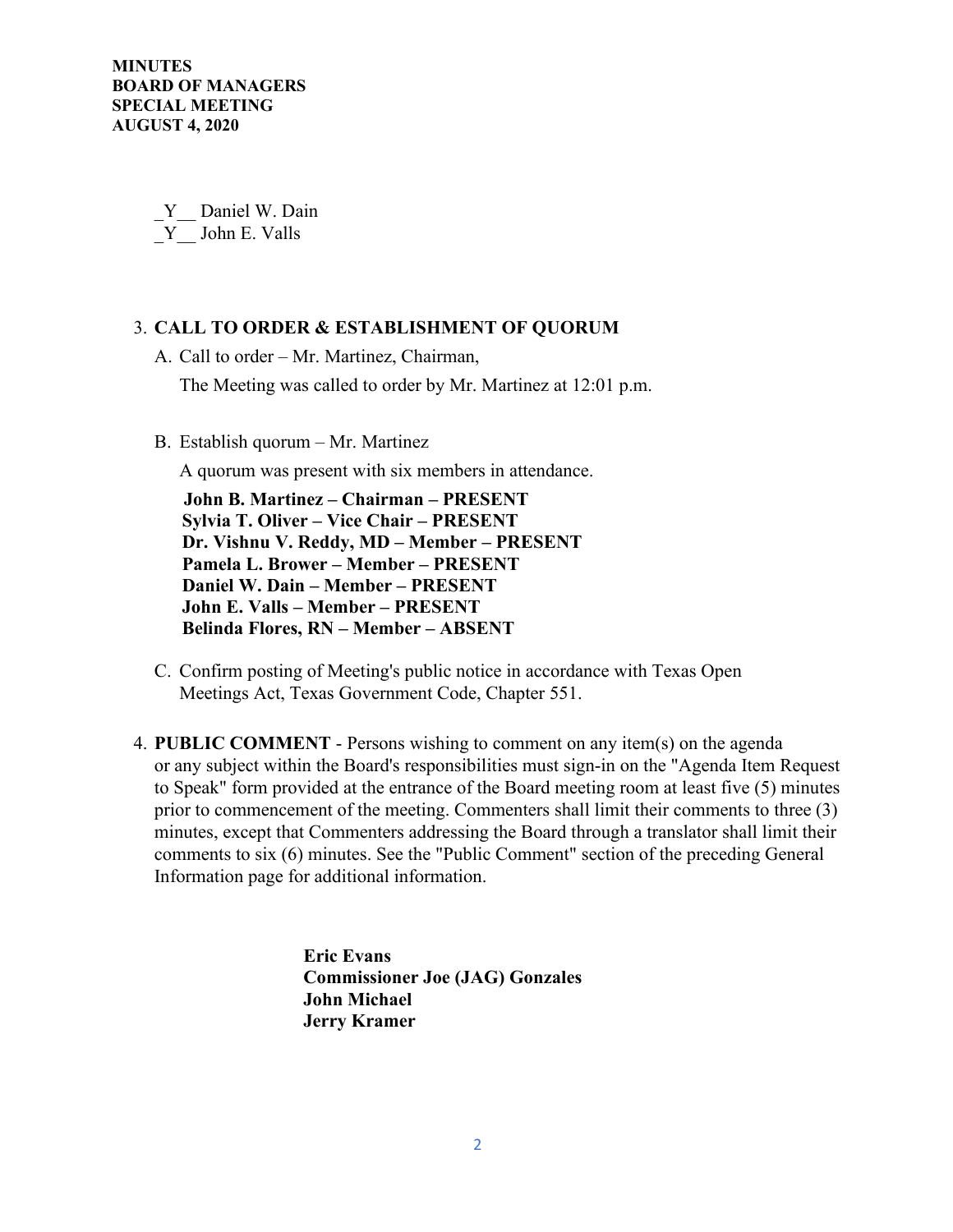**MINUTES**
**BOARD OF MANAGERS**
**SPECIAL MEETING**
**AUGUST 4, 2020**

_Y__ Daniel W. Dain
_Y__ John E. Valls

3. **CALL TO ORDER & ESTABLISHMENT OF QUORUM**

   A. Call to order – Mr. Martinez, Chairman,

      The Meeting was called to order by Mr. Martinez at 12:01 p.m.

   B. Establish quorum – Mr. Martinez

      A quorum was present with six members in attendance.

      **John B. Martinez – Chairman – PRESENT**
      **Sylvia T. Oliver – Vice Chair – PRESENT**
      **Dr. Vishnu V. Reddy, MD – Member – PRESENT**
      **Pamela L. Brower – Member – PRESENT**
      **Daniel W. Dain – Member – PRESENT**
      **John E. Valls – Member – PRESENT**
      **Belinda Flores, RN – Member – ABSENT**

   C. Confirm posting of Meeting's public notice in accordance with Texas Open Meetings Act, Texas Government Code, Chapter 551.

4. **PUBLIC COMMENT** - Persons wishing to comment on any item(s) on the agenda or any subject within the Board's responsibilities must sign-in on the "Agenda Item Request to Speak" form provided at the entrance of the Board meeting room at least five (5) minutes prior to commencement of the meeting. Commenters shall limit their comments to three (3) minutes, except that Commenters addressing the Board through a translator shall limit their comments to six (6) minutes. See the "Public Comment" section of the preceding General Information page for additional information.

   **Eric Evans**
   **Commissioner Joe (JAG) Gonzales**
   **John Michael**
   **Jerry Kramer**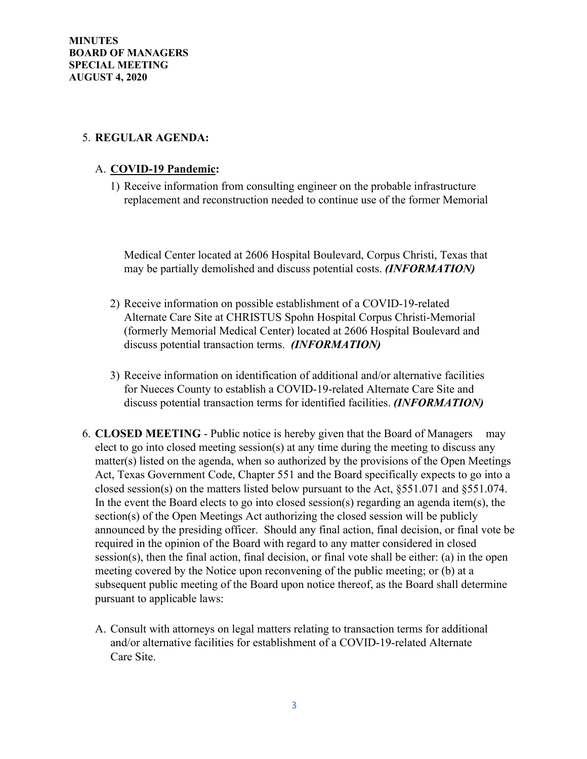**MINUTES**
**BOARD OF MANAGERS**
**SPECIAL MEETING**
**AUGUST 4, 2020**

5. **REGULAR AGENDA:**

   A. **COVID-19 Pandemic:**

      1) Receive information from consulting engineer on the probable infrastructure replacement and reconstruction needed to continue use of the former Memorial Medical Center located at 2606 Hospital Boulevard, Corpus Christi, Texas that may be partially demolished and discuss potential costs. ***(INFORMATION)***

      2) Receive information on possible establishment of a COVID-19-related Alternate Care Site at CHRISTUS Spohn Hospital Corpus Christi-Memorial (formerly Memorial Medical Center) located at 2606 Hospital Boulevard and discuss potential transaction terms. ***(INFORMATION)***

      3) Receive information on identification of additional and/or alternative facilities for Nueces County to establish a COVID-19-related Alternate Care Site and discuss potential transaction terms for identified facilities. ***(INFORMATION)***

6. **CLOSED MEETING** - Public notice is hereby given that the Board of Managers may elect to go into closed meeting session(s) at any time during the meeting to discuss any matter(s) listed on the agenda, when so authorized by the provisions of the Open Meetings Act, Texas Government Code, Chapter 551 and the Board specifically expects to go into a closed session(s) on the matters listed below pursuant to the Act, §551.071 and §551.074. In the event the Board elects to go into closed session(s) regarding an agenda item(s), the section(s) of the Open Meetings Act authorizing the closed session will be publicly announced by the presiding officer. Should any final action, final decision, or final vote be required in the opinion of the Board with regard to any matter considered in closed session(s), then the final action, final decision, or final vote shall be either: (a) in the open meeting covered by the Notice upon reconvening of the public meeting; or (b) at a subsequent public meeting of the Board upon notice thereof, as the Board shall determine pursuant to applicable laws:

   A. Consult with attorneys on legal matters relating to transaction terms for additional and/or alternative facilities for establishment of a COVID-19-related Alternate Care Site.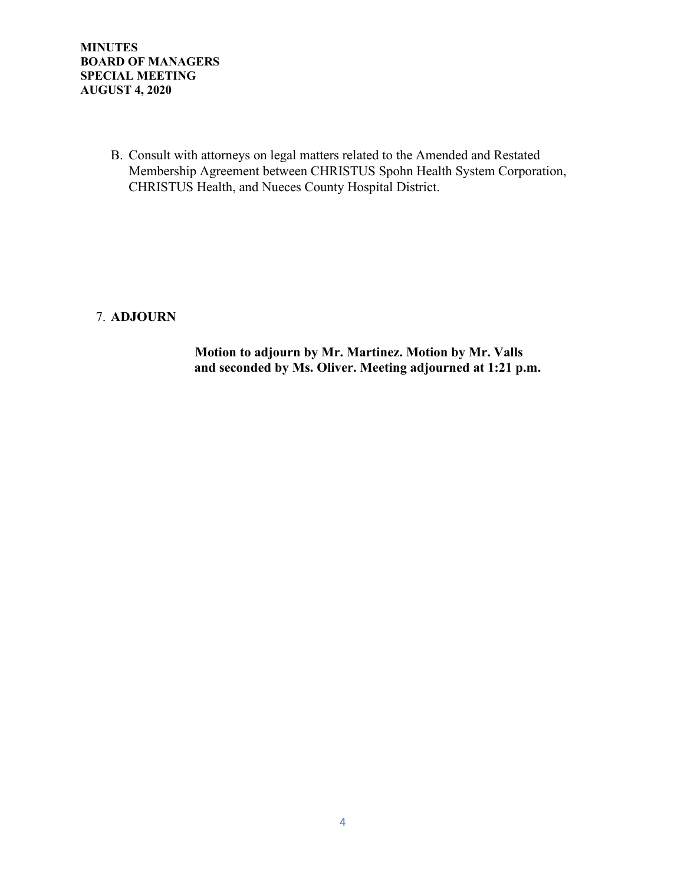B. Consult with attorneys on legal matters related to the Amended and Restated Membership Agreement between CHRISTUS Spohn Health System Corporation, CHRISTUS Health, and Nueces County Hospital District.

7. **ADJOURN**

**Motion to adjourn by Mr. Martinez. Motion by Mr. Valls and seconded by Ms. Oliver. Meeting adjourned at 1:21 p.m.**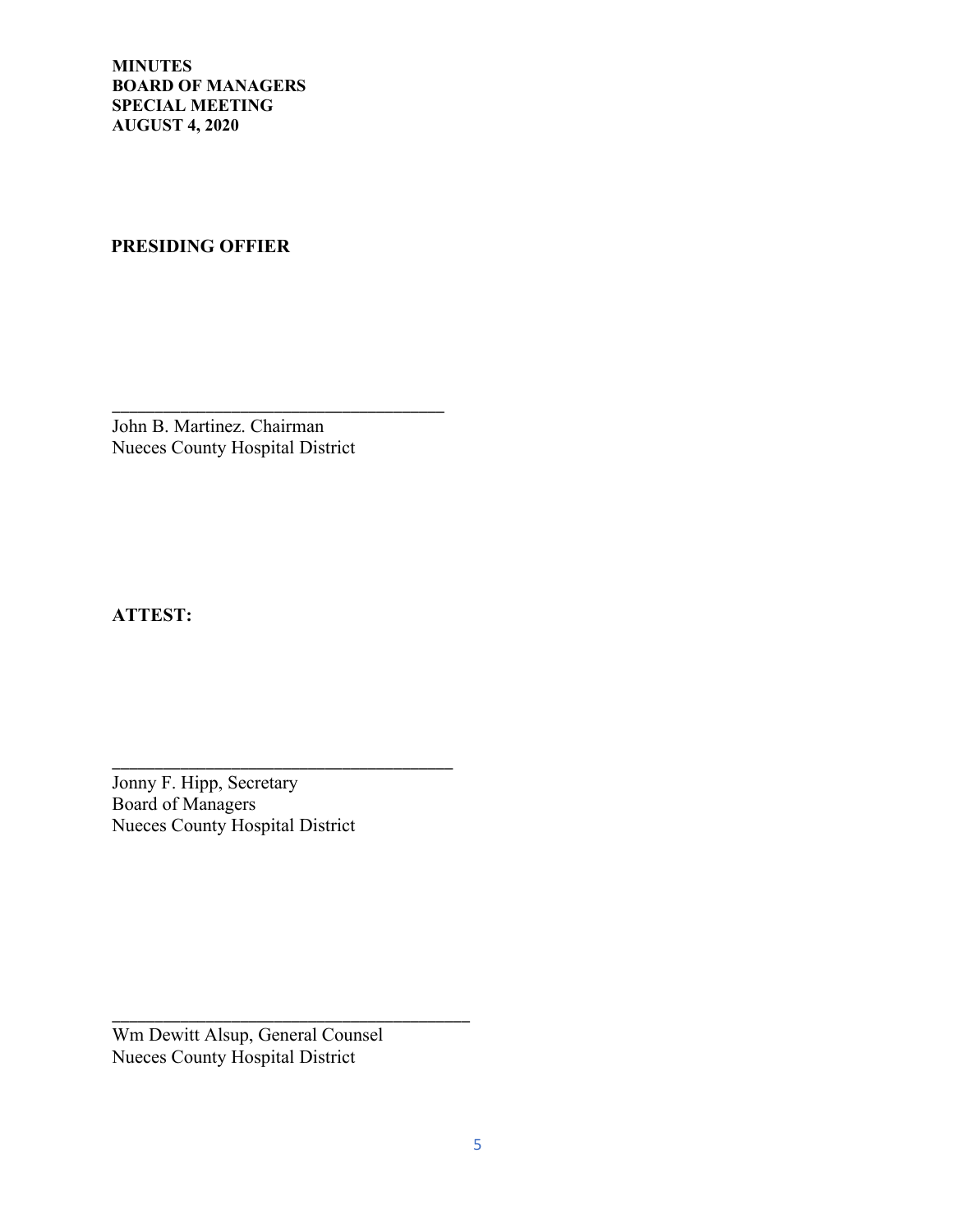**MINUTES**
**BOARD OF MANAGERS**
**SPECIAL MEETING**
**AUGUST 4, 2020**

**PRESIDING OFFIER**

\_\_\_\_\_\_\_\_\_\_\_\_\_\_\_\_\_\_\_\_\_\_\_\_\_\_\_\_\_\_\_\_\_\_\_\_

John B. Martinez. Chairman
Nueces County Hospital District

**ATTEST:**

\_\_\_\_\_\_\_\_\_\_\_\_\_\_\_\_\_\_\_\_\_\_\_\_\_\_\_\_\_\_\_\_\_\_\_\_

Jonny F. Hipp, Secretary
Board of Managers
Nueces County Hospital District

\_\_\_\_\_\_\_\_\_\_\_\_\_\_\_\_\_\_\_\_\_\_\_\_\_\_\_\_\_\_\_\_\_\_\_\_

Wm Dewitt Alsup, General Counsel
Nueces County Hospital District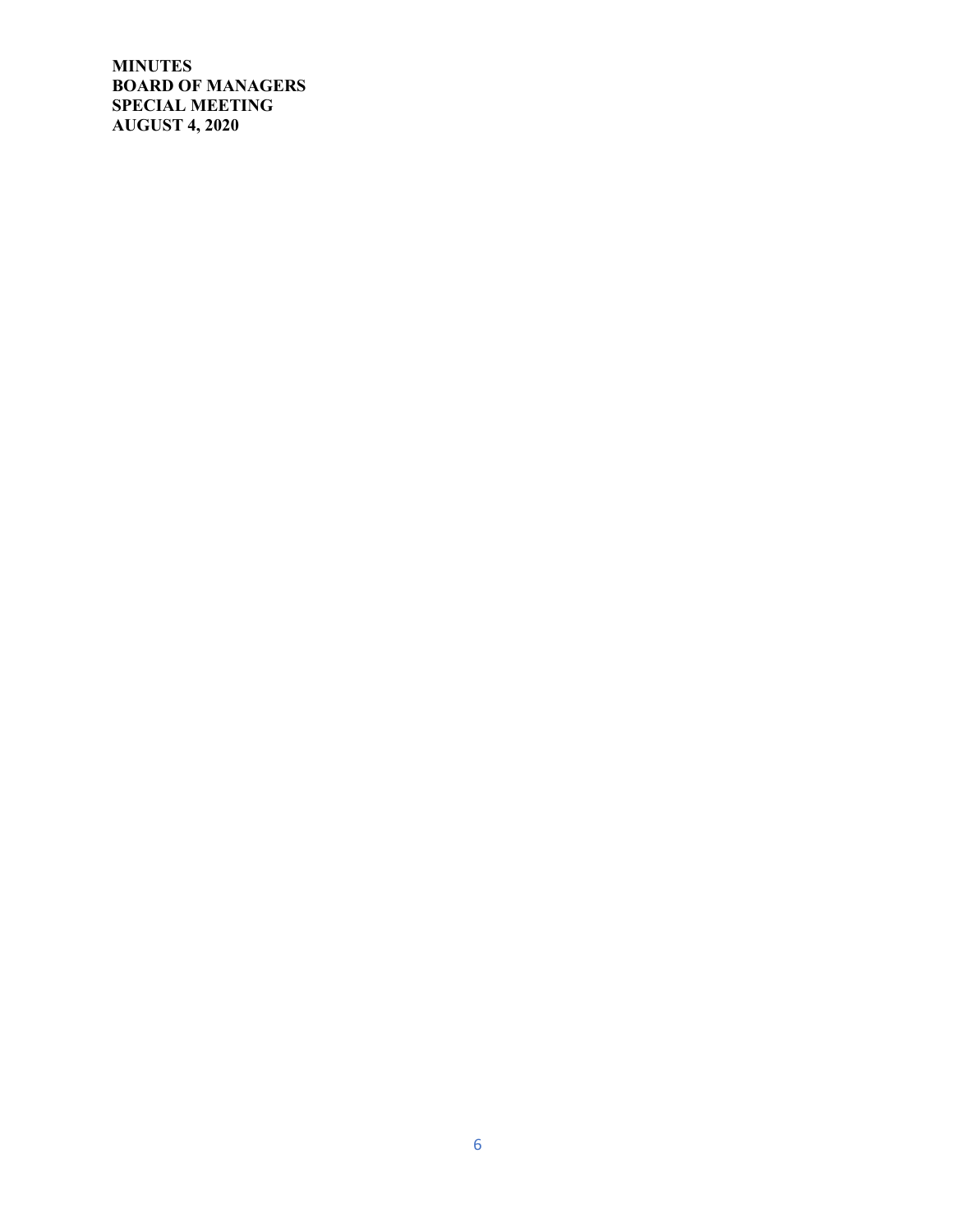**MINUTES**
**BOARD OF MANAGERS**
**SPECIAL MEETING**
**AUGUST 4, 2020**